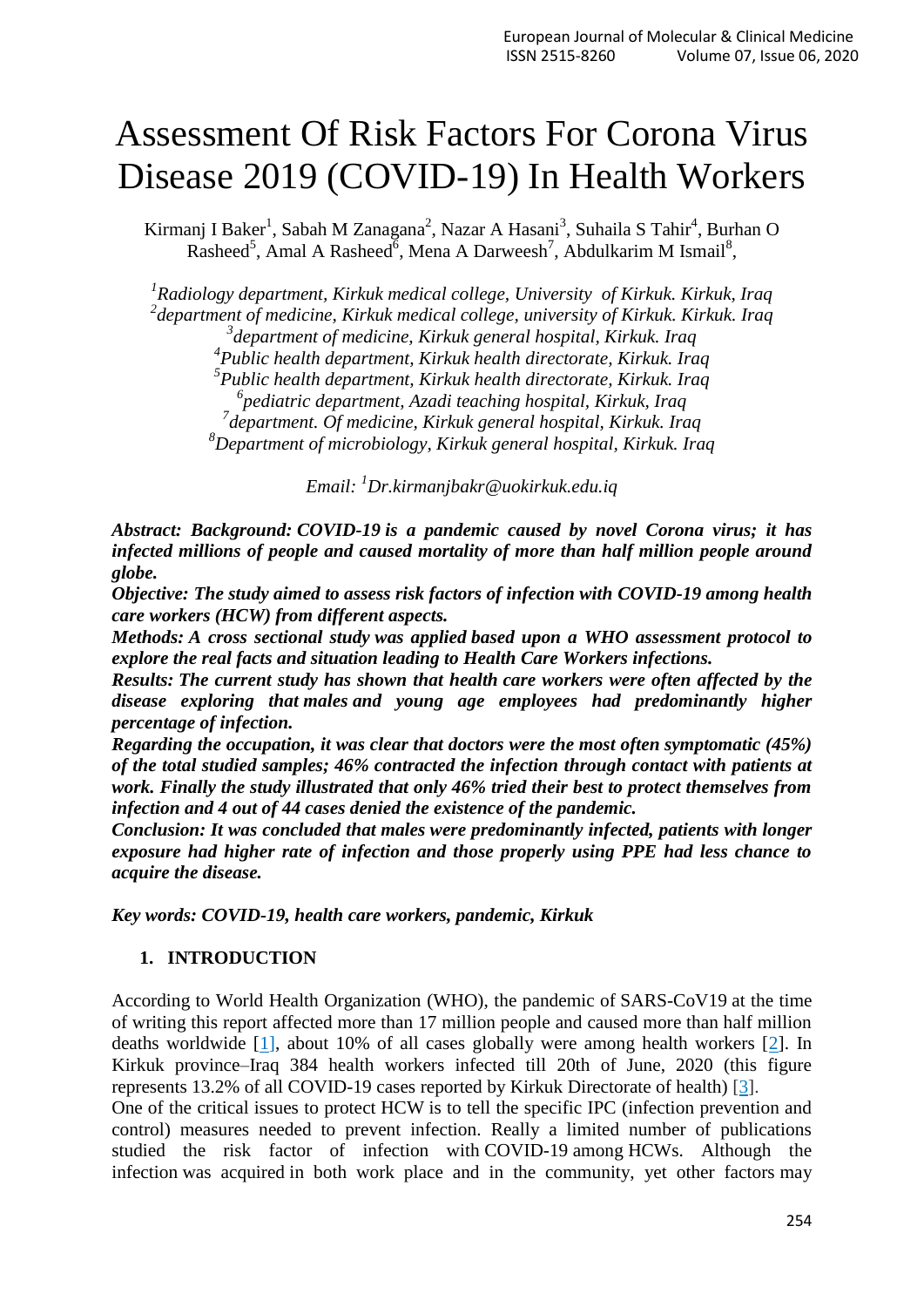# Assessment Of Risk Factors For Corona Virus Disease 2019 (COVID-19) In Health Workers

Kirmanj I Baker[1], Sabah M Zanagana[2], Nazar A Hasani[3], Suhaila S Tahir[4], Burhan O Rasheed[5], Amal A Rasheed[6], Mena A Darweesh[7], Abdulkarim M Ismail[8],

*[1]Radiology department, Kirkuk medical college, University of Kirkuk. Kirkuk, Iraq*
*[2]department of medicine, Kirkuk medical college, university of Kirkuk. Kirkuk. Iraq*
*[3]department of medicine, Kirkuk general hospital, Kirkuk. Iraq*
*[4]Public health department, Kirkuk health directorate, Kirkuk. Iraq*
*[5]Public health department, Kirkuk health directorate, Kirkuk. Iraq*
*[6]pediatric department, Azadi teaching hospital, Kirkuk, Iraq*
*[7]department. Of medicine, Kirkuk general hospital, Kirkuk. Iraq*
*[8]Department of microbiology, Kirkuk general hospital, Kirkuk. Iraq*

*Email: [1]Dr.kirmanjbakr@uokirkuk.edu.iq*

***Abstract: Background: COVID-19 is a pandemic caused by novel Corona virus; it has infected millions of people and caused mortality of more than half million people around globe.***

***Objective: The study aimed to assess risk factors of infection with COVID-19 among health care workers (HCW) from different aspects.***

***Methods: A cross sectional study was applied based upon a WHO assessment protocol to explore the real facts and situation leading to Health Care Workers infections.***

***Results: The current study has shown that health care workers were often affected by the disease exploring that males and young age employees had predominantly higher percentage of infection.***

***Regarding the occupation, it was clear that doctors were the most often symptomatic (45%) of the total studied samples; 46% contracted the infection through contact with patients at work. Finally the study illustrated that only 46% tried their best to protect themselves from infection and 4 out of 44 cases denied the existence of the pandemic.***

***Conclusion: It was concluded that males were predominantly infected, patients with longer exposure had higher rate of infection and those properly using PPE had less chance to acquire the disease.***

***Key words: COVID-19, health care workers, pandemic, Kirkuk***

## 1. INTRODUCTION

According to World Health Organization (WHO), the pandemic of SARS-CoV19 at the time of writing this report affected more than 17 million people and caused more than half million deaths worldwide [1], about 10% of all cases globally were among health workers [2]. In Kirkuk province–Iraq 384 health workers infected till 20th of June, 2020 (this figure represents 13.2% of all COVID-19 cases reported by Kirkuk Directorate of health) [3].

One of the critical issues to protect HCW is to tell the specific IPC (infection prevention and control) measures needed to prevent infection. Really a limited number of publications studied the risk factor of infection with COVID-19 among HCWs. Although the infection was acquired in both work place and in the community, yet other factors may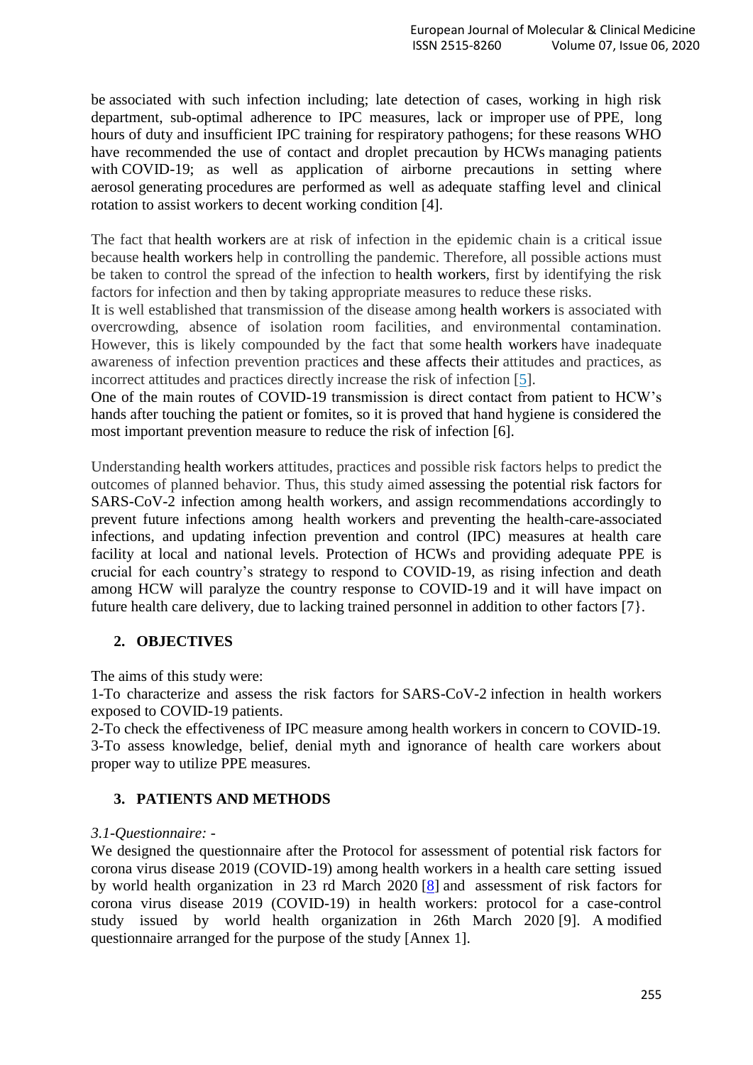be associated with such infection including; late detection of cases, working in high risk department, sub-optimal adherence to IPC measures, lack or improper use of PPE, long hours of duty and insufficient IPC training for respiratory pathogens; for these reasons WHO have recommended the use of contact and droplet precaution by HCWs managing patients with COVID-19; as well as application of airborne precautions in setting where aerosol generating procedures are performed as well as adequate staffing level and clinical rotation to assist workers to decent working condition [4].

The fact that health workers are at risk of infection in the epidemic chain is a critical issue because health workers help in controlling the pandemic. Therefore, all possible actions must be taken to control the spread of the infection to health workers, first by identifying the risk factors for infection and then by taking appropriate measures to reduce these risks.

It is well established that transmission of the disease among health workers is associated with overcrowding, absence of isolation room facilities, and environmental contamination. However, this is likely compounded by the fact that some health workers have inadequate awareness of infection prevention practices and these affects their attitudes and practices, as incorrect attitudes and practices directly increase the risk of infection [5].

One of the main routes of COVID-19 transmission is direct contact from patient to HCW's hands after touching the patient or fomites, so it is proved that hand hygiene is considered the most important prevention measure to reduce the risk of infection [6].

Understanding health workers attitudes, practices and possible risk factors helps to predict the outcomes of planned behavior. Thus, this study aimed assessing the potential risk factors for SARS-CoV-2 infection among health workers, and assign recommendations accordingly to prevent future infections among health workers and preventing the health-care-associated infections, and updating infection prevention and control (IPC) measures at health care facility at local and national levels. Protection of HCWs and providing adequate PPE is crucial for each country's strategy to respond to COVID-19, as rising infection and death among HCW will paralyze the country response to COVID-19 and it will have impact on future health care delivery, due to lacking trained personnel in addition to other factors [7}.

## 2. OBJECTIVES

The aims of this study were:

1-To characterize and assess the risk factors for SARS-CoV-2 infection in health workers exposed to COVID-19 patients.

2-To check the effectiveness of IPC measure among health workers in concern to COVID-19.

3-To assess knowledge, belief, denial myth and ignorance of health care workers about proper way to utilize PPE measures.

## 3. PATIENTS AND METHODS

*3.1-Questionnaire: -*

We designed the questionnaire after the Protocol for assessment of potential risk factors for corona virus disease 2019 (COVID-19) among health workers in a health care setting issued by world health organization in 23 rd March 2020 [8] and assessment of risk factors for corona virus disease 2019 (COVID-19) in health workers: protocol for a case-control study issued by world health organization in 26th March 2020 [9]. A modified questionnaire arranged for the purpose of the study [Annex 1].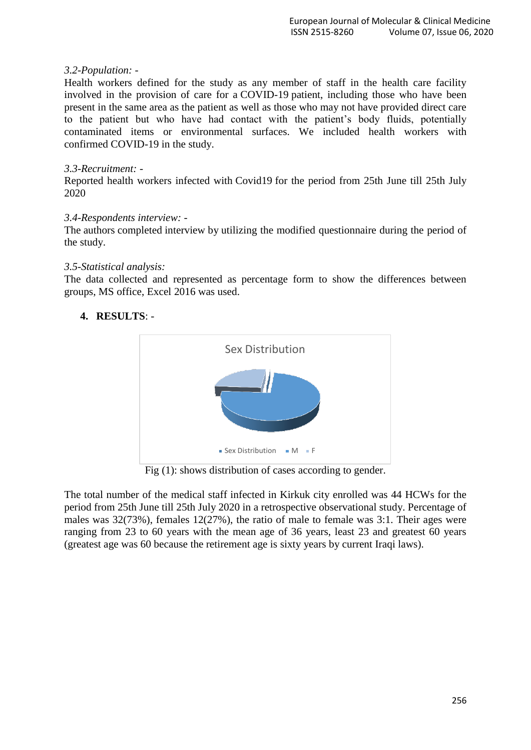*3.2-Population: -*

Health workers defined for the study as any member of staff in the health care facility involved in the provision of care for a COVID-19 patient, including those who have been present in the same area as the patient as well as those who may not have provided direct care to the patient but who have had contact with the patient's body fluids, potentially contaminated items or environmental surfaces. We included health workers with confirmed COVID-19 in the study.

*3.3-Recruitment: -*

Reported health workers infected with Covid19 for the period from 25th June till 25th July 2020

*3.4-Respondents interview: -*

The authors completed interview by utilizing the modified questionnaire during the period of the study.

*3.5-Statistical analysis:*

The data collected and represented as percentage form to show the differences between groups, MS office, Excel 2016 was used.

## 4. RESULTS: -

Fig (1): shows distribution of cases according to gender.

The total number of the medical staff infected in Kirkuk city enrolled was 44 HCWs for the period from 25th June till 25th July 2020 in a retrospective observational study. Percentage of males was 32(73%), females 12(27%), the ratio of male to female was 3:1. Their ages were ranging from 23 to 60 years with the mean age of 36 years, least 23 and greatest 60 years (greatest age was 60 because the retirement age is sixty years by current Iraqi laws).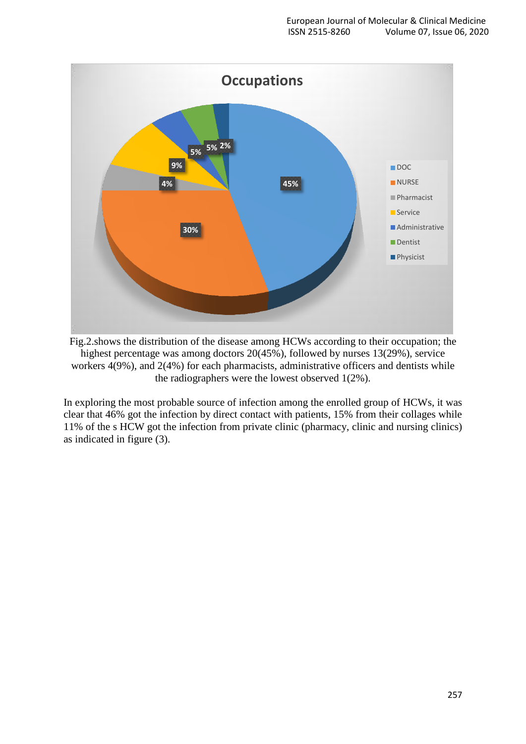Fig.2.shows the distribution of the disease among HCWs according to their occupation; the highest percentage was among doctors 20(45%), followed by nurses 13(29%), service workers 4(9%), and 2(4%) for each pharmacists, administrative officers and dentists while the radiographers were the lowest observed 1(2%).

In exploring the most probable source of infection among the enrolled group of HCWs, it was clear that 46% got the infection by direct contact with patients, 15% from their collages while 11% of the s HCW got the infection from private clinic (pharmacy, clinic and nursing clinics) as indicated in figure (3).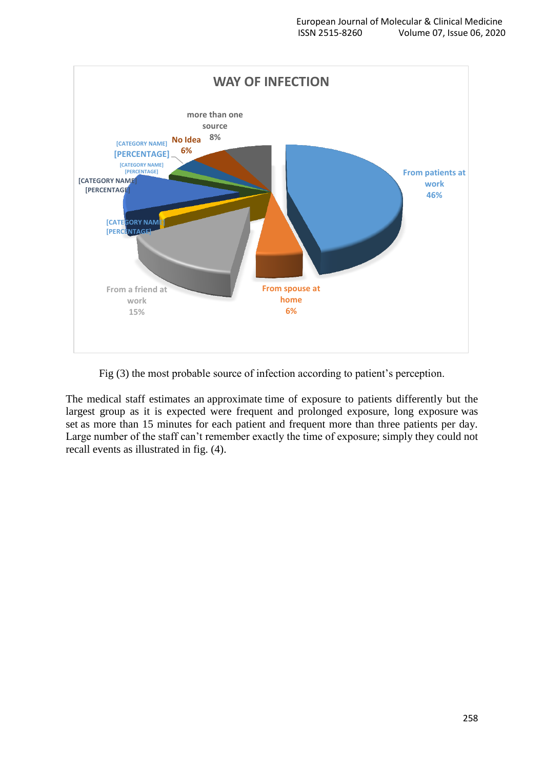Fig (3) the most probable source of infection according to patient's perception.

The medical staff estimates an approximate time of exposure to patients differently but the largest group as it is expected were frequent and prolonged exposure, long exposure was set as more than 15 minutes for each patient and frequent more than three patients per day. Large number of the staff can't remember exactly the time of exposure; simply they could not recall events as illustrated in fig. (4).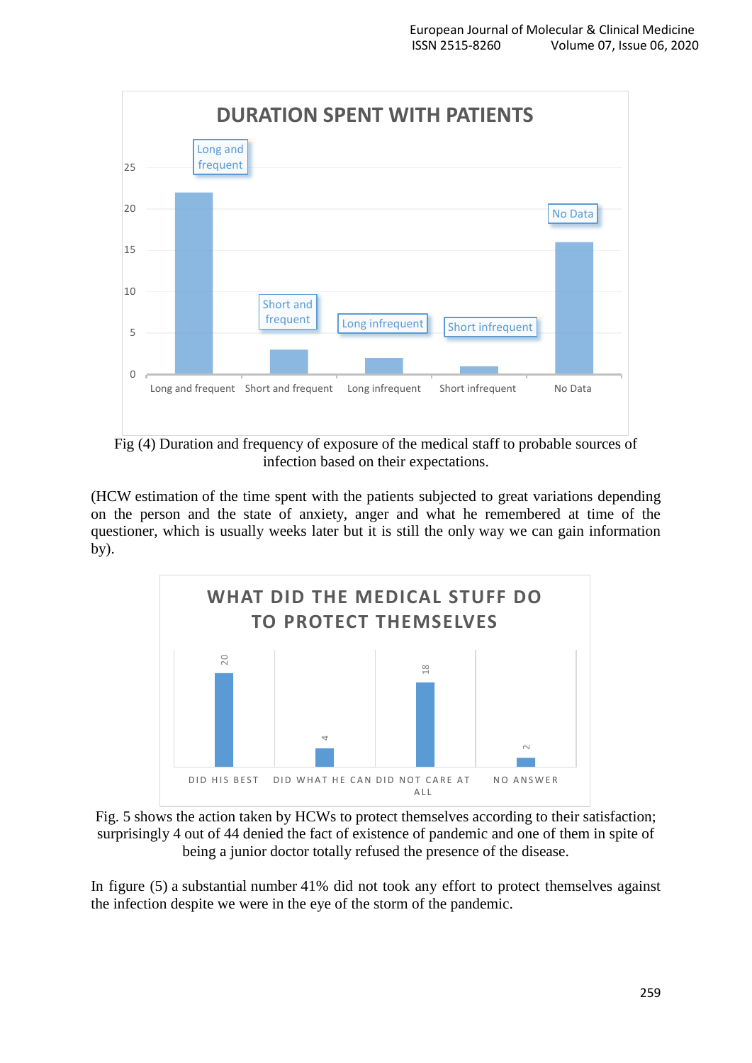Fig (4) Duration and frequency of exposure of the medical staff to probable sources of infection based on their expectations.

(HCW estimation of the time spent with the patients subjected to great variations depending on the person and the state of anxiety, anger and what he remembered at time of the questioner, which is usually weeks later but it is still the only way we can gain information by).

Fig. 5 shows the action taken by HCWs to protect themselves according to their satisfaction; surprisingly 4 out of 44 denied the fact of existence of pandemic and one of them in spite of being a junior doctor totally refused the presence of the disease.

In figure (5) a substantial number 41% did not took any effort to protect themselves against the infection despite we were in the eye of the storm of the pandemic.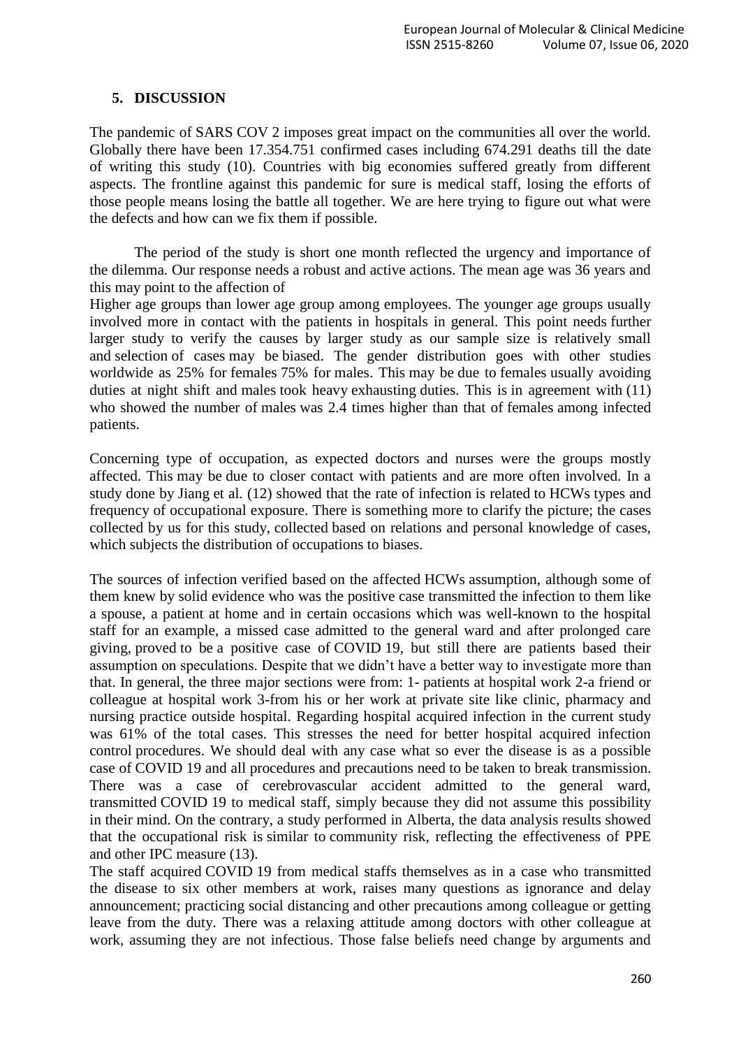## 5. DISCUSSION

The pandemic of SARS COV 2 imposes great impact on the communities all over the world. Globally there have been 17.354.751 confirmed cases including 674.291 deaths till the date of writing this study (10). Countries with big economies suffered greatly from different aspects. The frontline against this pandemic for sure is medical staff, losing the efforts of those people means losing the battle all together. We are here trying to figure out what were the defects and how can we fix them if possible.

The period of the study is short one month reflected the urgency and importance of the dilemma. Our response needs a robust and active actions. The mean age was 36 years and this may point to the affection of Higher age groups than lower age group among employees. The younger age groups usually involved more in contact with the patients in hospitals in general. This point needs further larger study to verify the causes by larger study as our sample size is relatively small and selection of cases may be biased. The gender distribution goes with other studies worldwide as 25% for females 75% for males. This may be due to females usually avoiding duties at night shift and males took heavy exhausting duties. This is in agreement with (11) who showed the number of males was 2.4 times higher than that of females among infected patients.

Concerning type of occupation, as expected doctors and nurses were the groups mostly affected. This may be due to closer contact with patients and are more often involved. In a study done by Jiang et al. (12) showed that the rate of infection is related to HCWs types and frequency of occupational exposure. There is something more to clarify the picture; the cases collected by us for this study, collected based on relations and personal knowledge of cases, which subjects the distribution of occupations to biases.

The sources of infection verified based on the affected HCWs assumption, although some of them knew by solid evidence who was the positive case transmitted the infection to them like a spouse, a patient at home and in certain occasions which was well-known to the hospital staff for an example, a missed case admitted to the general ward and after prolonged care giving, proved to be a positive case of COVID 19, but still there are patients based their assumption on speculations. Despite that we didn't have a better way to investigate more than that. In general, the three major sections were from: 1- patients at hospital work 2-a friend or colleague at hospital work 3-from his or her work at private site like clinic, pharmacy and nursing practice outside hospital. Regarding hospital acquired infection in the current study was 61% of the total cases. This stresses the need for better hospital acquired infection control procedures. We should deal with any case what so ever the disease is as a possible case of COVID 19 and all procedures and precautions need to be taken to break transmission. There was a case of cerebrovascular accident admitted to the general ward, transmitted COVID 19 to medical staff, simply because they did not assume this possibility in their mind. On the contrary, a study performed in Alberta, the data analysis results showed that the occupational risk is similar to community risk, reflecting the effectiveness of PPE and other IPC measure (13).

The staff acquired COVID 19 from medical staffs themselves as in a case who transmitted the disease to six other members at work, raises many questions as ignorance and delay announcement; practicing social distancing and other precautions among colleague or getting leave from the duty. There was a relaxing attitude among doctors with other colleague at work, assuming they are not infectious. Those false beliefs need change by arguments and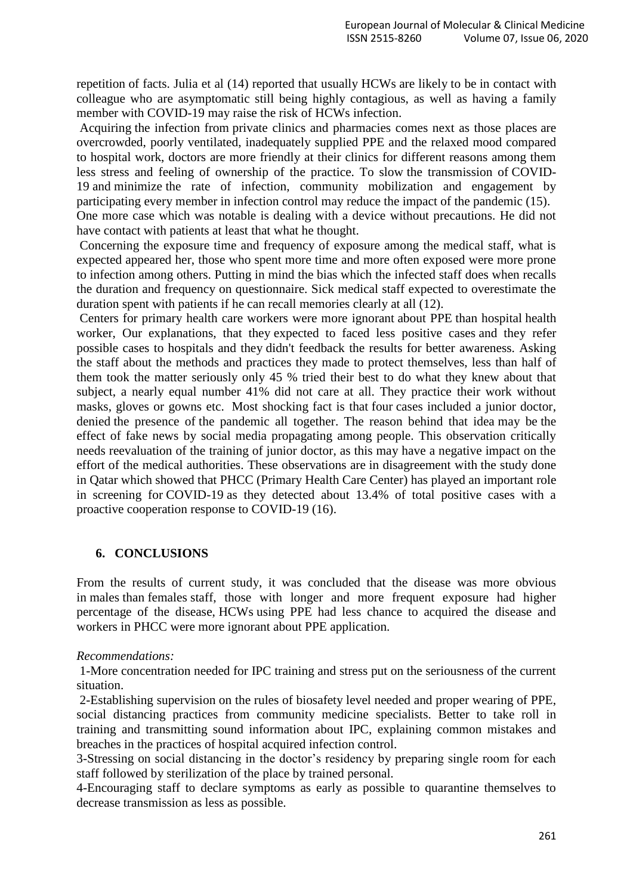repetition of facts. Julia et al (14) reported that usually HCWs are likely to be in contact with colleague who are asymptomatic still being highly contagious, as well as having a family member with COVID-19 may raise the risk of HCWs infection.

Acquiring the infection from private clinics and pharmacies comes next as those places are overcrowded, poorly ventilated, inadequately supplied PPE and the relaxed mood compared to hospital work, doctors are more friendly at their clinics for different reasons among them less stress and feeling of ownership of the practice. To slow the transmission of COVID-19 and minimize the rate of infection, community mobilization and engagement by participating every member in infection control may reduce the impact of the pandemic (15).

One more case which was notable is dealing with a device without precautions. He did not have contact with patients at least that what he thought.

Concerning the exposure time and frequency of exposure among the medical staff, what is expected appeared her, those who spent more time and more often exposed were more prone to infection among others. Putting in mind the bias which the infected staff does when recalls the duration and frequency on questionnaire. Sick medical staff expected to overestimate the duration spent with patients if he can recall memories clearly at all (12).

Centers for primary health care workers were more ignorant about PPE than hospital health worker, Our explanations, that they expected to faced less positive cases and they refer possible cases to hospitals and they didn't feedback the results for better awareness. Asking the staff about the methods and practices they made to protect themselves, less than half of them took the matter seriously only 45 % tried their best to do what they knew about that subject, a nearly equal number 41% did not care at all. They practice their work without masks, gloves or gowns etc. Most shocking fact is that four cases included a junior doctor, denied the presence of the pandemic all together. The reason behind that idea may be the effect of fake news by social media propagating among people. This observation critically needs reevaluation of the training of junior doctor, as this may have a negative impact on the effort of the medical authorities. These observations are in disagreement with the study done in Qatar which showed that PHCC (Primary Health Care Center) has played an important role in screening for COVID-19 as they detected about 13.4% of total positive cases with a proactive cooperation response to COVID-19 (16).

## 6. CONCLUSIONS

From the results of current study, it was concluded that the disease was more obvious in males than females staff, those with longer and more frequent exposure had higher percentage of the disease, HCWs using PPE had less chance to acquired the disease and workers in PHCC were more ignorant about PPE application.

*Recommendations:*

1-More concentration needed for IPC training and stress put on the seriousness of the current situation.

2-Establishing supervision on the rules of biosafety level needed and proper wearing of PPE, social distancing practices from community medicine specialists. Better to take roll in training and transmitting sound information about IPC, explaining common mistakes and breaches in the practices of hospital acquired infection control.

3-Stressing on social distancing in the doctor's residency by preparing single room for each staff followed by sterilization of the place by trained personal.

4-Encouraging staff to declare symptoms as early as possible to quarantine themselves to decrease transmission as less as possible.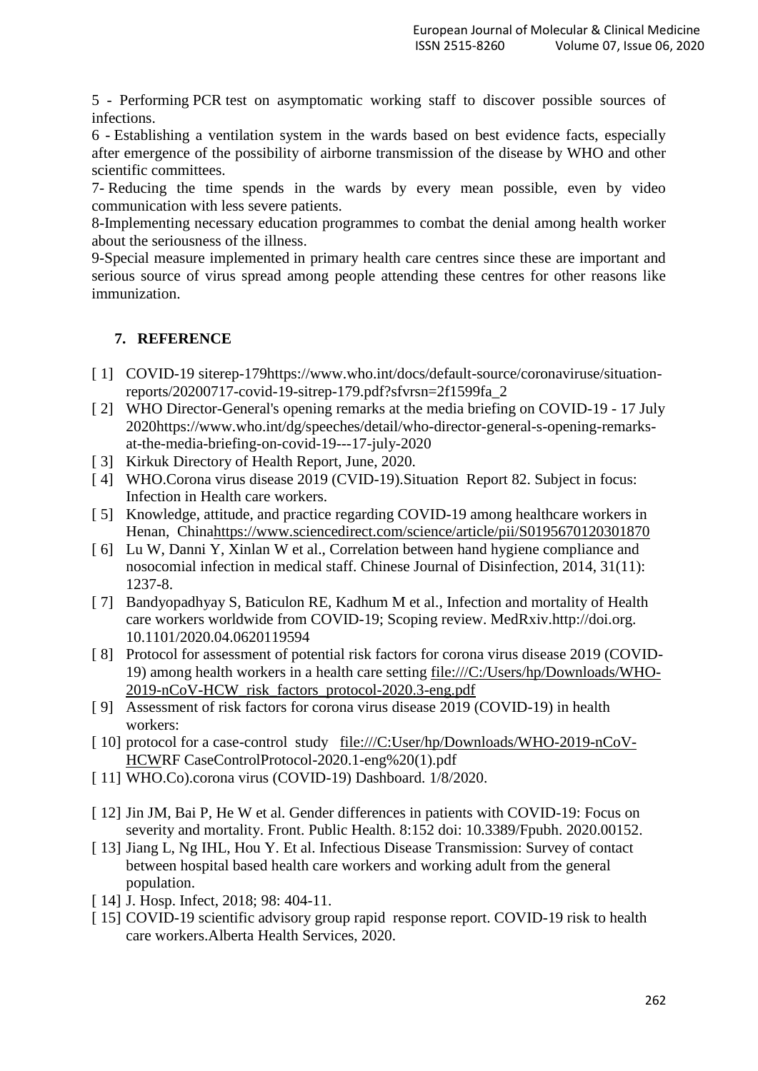5 - Performing PCR test on asymptomatic working staff to discover possible sources of infections.

6 - Establishing a ventilation system in the wards based on best evidence facts, especially after emergence of the possibility of airborne transmission of the disease by WHO and other scientific committees.

7- Reducing the time spends in the wards by every mean possible, even by video communication with less severe patients.

8-Implementing necessary education programmes to combat the denial among health worker about the seriousness of the illness.

9-Special measure implemented in primary health care centres since these are important and serious source of virus spread among people attending these centres for other reasons like immunization.

## 7. REFERENCE

[ 1] COVID-19 siterep-179https://www.who.int/docs/default-source/coronaviruse/situation-reports/20200717-covid-19-sitrep-179.pdf?sfvrsn=2f1599fa_2

[ 2] WHO Director-General's opening remarks at the media briefing on COVID-19 - 17 July 2020https://www.who.int/dg/speeches/detail/who-director-general-s-opening-remarks-at-the-media-briefing-on-covid-19---17-july-2020

[ 3] Kirkuk Directory of Health Report, June, 2020.

[ 4] WHO.Corona virus disease 2019 (CVID-19).Situation Report 82. Subject in focus: Infection in Health care workers.

[ 5] Knowledge, attitude, and practice regarding COVID-19 among healthcare workers in Henan, Chinahttps://www.sciencedirect.com/science/article/pii/S0195670120301870

[ 6] Lu W, Danni Y, Xinlan W et al., Correlation between hand hygiene compliance and nosocomial infection in medical staff. Chinese Journal of Disinfection, 2014, 31(11): 1237-8.

[ 7] Bandyopadhyay S, Baticulon RE, Kadhum M et al., Infection and mortality of Health care workers worldwide from COVID-19; Scoping review. MedRxiv.http://doi.org. 10.1101/2020.04.0620119594

[ 8] Protocol for assessment of potential risk factors for corona virus disease 2019 (COVID-19) among health workers in a health care setting file:///C:/Users/hp/Downloads/WHO-2019-nCoV-HCW_risk_factors_protocol-2020.3-eng.pdf

[ 9] Assessment of risk factors for corona virus disease 2019 (COVID-19) in health workers:

[ 10] protocol for a case-control study file:///C:User/hp/Downloads/WHO-2019-nCoV-HCWRF CaseControlProtocol-2020.1-eng%20(1).pdf

[ 11] WHO.Co).corona virus (COVID-19) Dashboard. 1/8/2020.

[ 12] Jin JM, Bai P, He W et al. Gender differences in patients with COVID-19: Focus on severity and mortality. Front. Public Health. 8:152 doi: 10.3389/Fpubh. 2020.00152.

[ 13] Jiang L, Ng IHL, Hou Y. Et al. Infectious Disease Transmission: Survey of contact between hospital based health care workers and working adult from the general population.

[ 14] J. Hosp. Infect, 2018; 98: 404-11.

[ 15] COVID-19 scientific advisory group rapid response report. COVID-19 risk to health care workers.Alberta Health Services, 2020.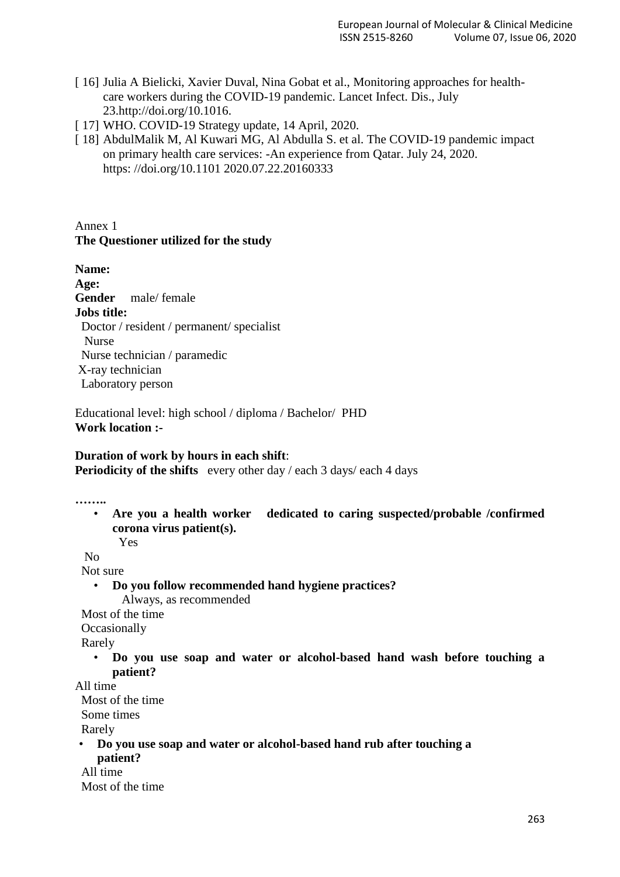[ 16] Julia A Bielicki, Xavier Duval, Nina Gobat et al., Monitoring approaches for health-care workers during the COVID-19 pandemic. Lancet Infect. Dis., July 23.http://doi.org/10.1016.

[ 17] WHO. COVID-19 Strategy update, 14 April, 2020.

[ 18] AbdulMalik M, Al Kuwari MG, Al Abdulla S. et al. The COVID-19 pandemic impact on primary health care services: -An experience from Qatar. July 24, 2020. https: //doi.org/10.1101 2020.07.22.20160333

Annex 1

**The Questioner utilized for the study**

**Name:**

**Age:**

**Gender** male/ female

**Jobs title:**

Doctor / resident / permanent/ specialist

Nurse

Nurse technician / paramedic

X-ray technician

Laboratory person

Educational level: high school / diploma / Bachelor/ PHD

**Work location :-**

**Duration of work by hours in each shift**:

**Periodicity of the shifts** every other day / each 3 days/ each 4 days

**……..**

- **Are you a health worker dedicated to caring suspected/probable /confirmed corona virus patient(s).**

Yes

No

Not sure

- **Do you follow recommended hand hygiene practices?**

Always, as recommended

Most of the time

Occasionally

Rarely

- **Do you use soap and water or alcohol-based hand wash before touching a patient?**

All time

Most of the time

Some times

Rarely

- **Do you use soap and water or alcohol-based hand rub after touching a patient?**

All time

Most of the time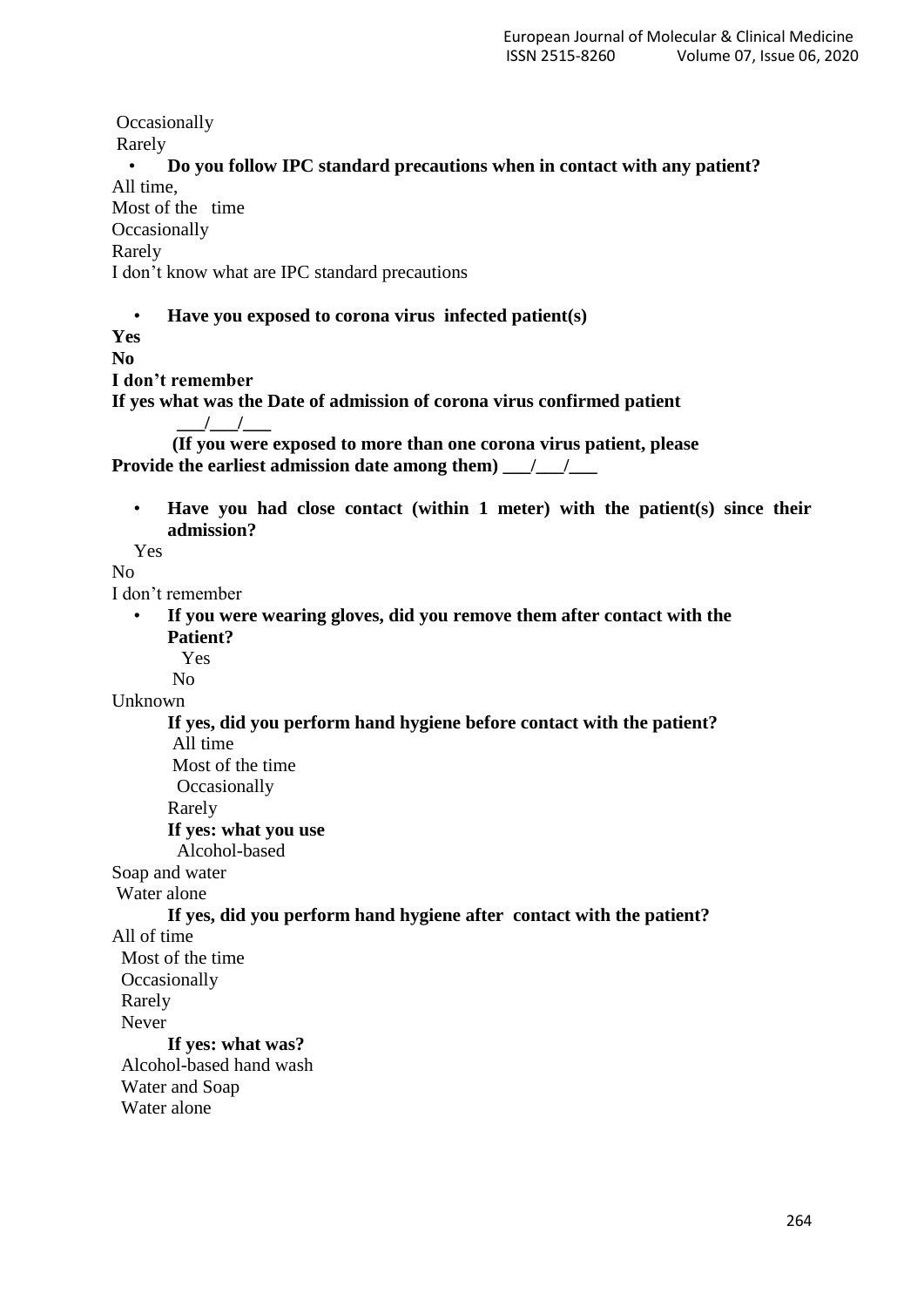Occasionally
Rarely

- **Do you follow IPC standard precautions when in contact with any patient?**

All time,
Most of the time
Occasionally
Rarely
I don't know what are IPC standard precautions

- **Have you exposed to corona virus infected patient(s)**

**Yes**
**No**
**I don't remember**
**If yes what was the Date of admission of corona virus confirmed patient**
**___/___/___**
**(If you were exposed to more than one corona virus patient, please Provide the earliest admission date among them) ___/___/___**

- **Have you had close contact (within 1 meter) with the patient(s) since their admission?**

Yes
No
I don't remember

- **If you were wearing gloves, did you remove them after contact with the Patient?**

Yes
No
Unknown

**If yes, did you perform hand hygiene before contact with the patient?**
All time
Most of the time
Occasionally
Rarely

**If yes: what you use**
Alcohol-based
Soap and water
Water alone

**If yes, did you perform hand hygiene after contact with the patient?**
All of time
Most of the time
Occasionally
Rarely
Never

**If yes: what was?**
Alcohol-based hand wash
Water and Soap
Water alone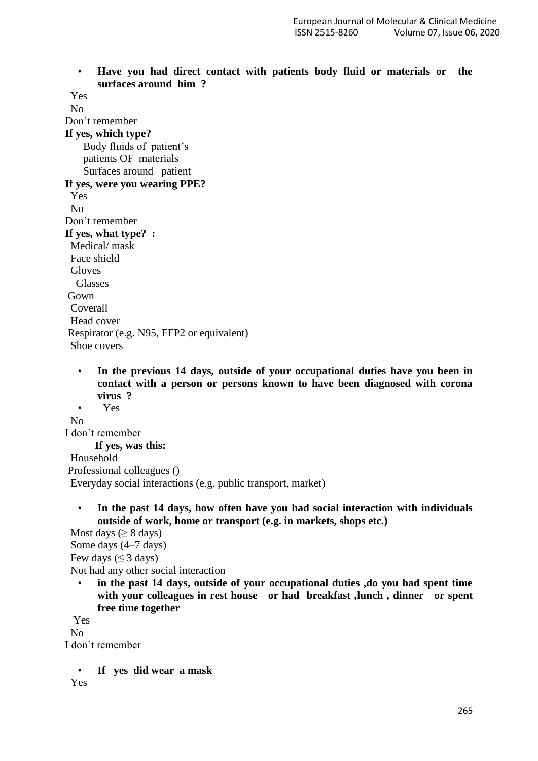- **Have you had direct contact with patients body fluid or materials or the surfaces around him ?**

Yes
No
Don't remember

**If yes, which type?**

Body fluids of patient's
patients OF materials
Surfaces around patient

**If yes, were you wearing PPE?**

Yes
No
Don't remember

**If yes, what type? :**

Medical/ mask
Face shield
Gloves
Glasses
Gown
Coverall
Head cover
Respirator (e.g. N95, FFP2 or equivalent)
Shoe covers

- **In the previous 14 days, outside of your occupational duties have you been in contact with a person or persons known to have been diagnosed with corona virus ?**
- Yes

No
I don't remember

**If yes, was this:**

Household
Professional colleagues ()
Everyday social interactions (e.g. public transport, market)

- **In the past 14 days, how often have you had social interaction with individuals outside of work, home or transport (e.g. in markets, shops etc.)**

Most days (≥ 8 days)
Some days (4–7 days)
Few days (≤ 3 days)
Not had any other social interaction

- **in the past 14 days, outside of your occupational duties ,do you had spent time with your colleagues in rest house or had breakfast ,lunch , dinner or spent free time together**

Yes
No
I don't remember

- **If yes did wear a mask**

Yes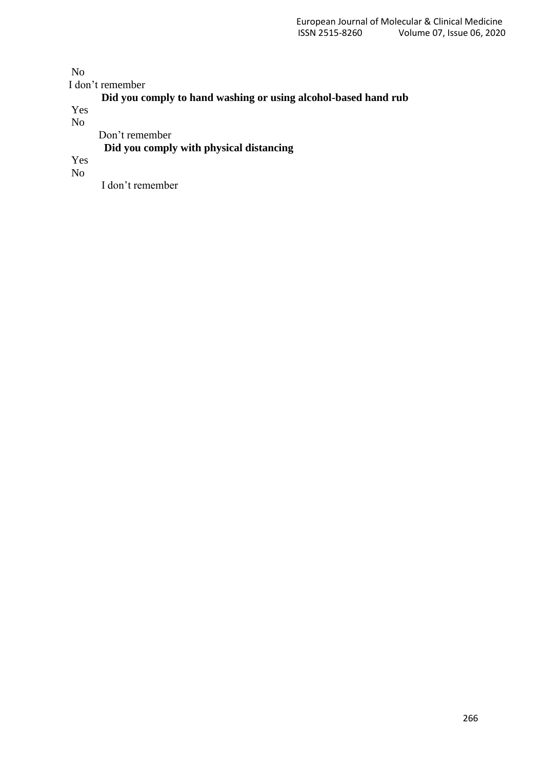No
I don't remember

**Did you comply to hand washing or using alcohol-based hand rub**

Yes
No
Don't remember

**Did you comply with physical distancing**

Yes
No
I don't remember